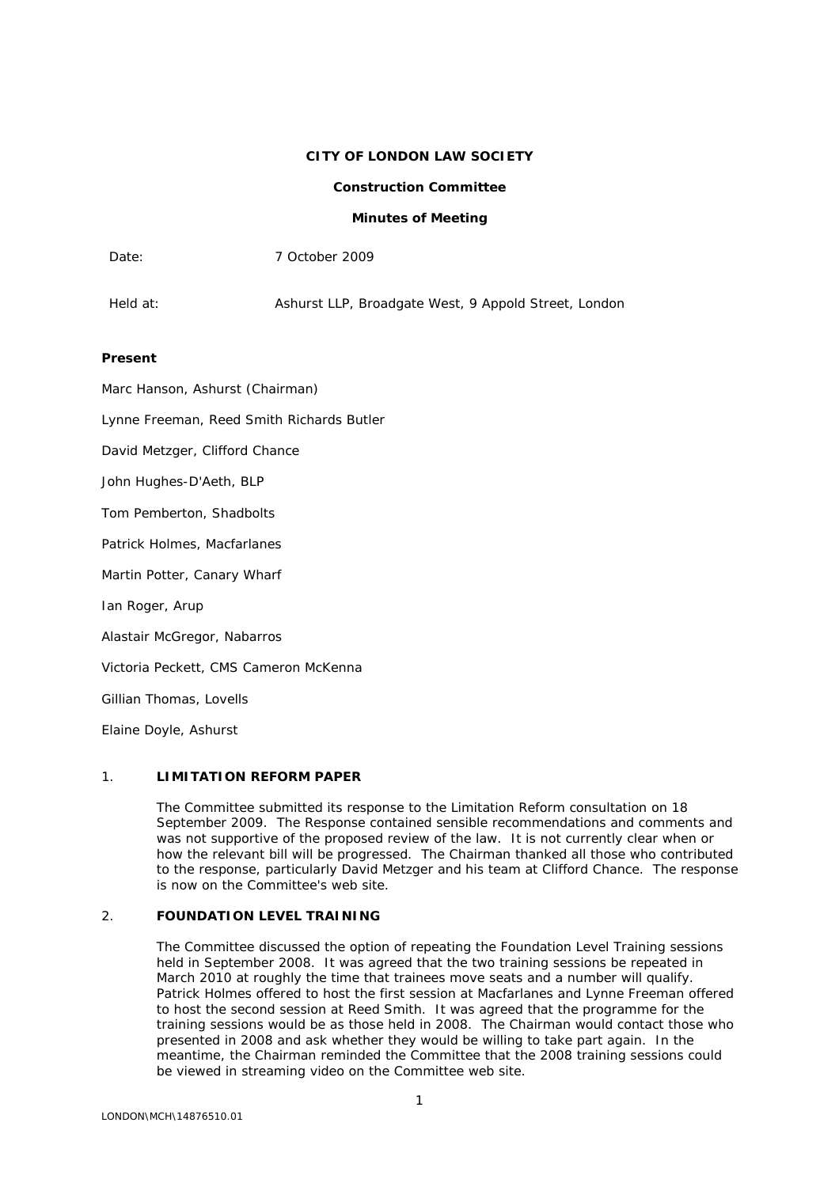**CITY OF LONDON LAW SOCIETY**

**Construction Committee**

**Minutes of Meeting**

Date: 7 October 2009

Held at: Ashurst LLP, Broadgate West, 9 Appold Street, London

**Present**

Marc Hanson, Ashurst (Chairman)

Lynne Freeman, Reed Smith Richards Butler

David Metzger, Clifford Chance

John Hughes-D'Aeth, BLP

Tom Pemberton, Shadbolts

Patrick Holmes, Macfarlanes

Martin Potter, Canary Wharf

Ian Roger, Arup

Alastair McGregor, Nabarros

Victoria Peckett, CMS Cameron McKenna

Gillian Thomas, Lovells

Elaine Doyle, Ashurst

## 1. LIMITATION REFORM PAPER

The Committee submitted its response to the Limitation Reform consultation on 18 September 2009. The Response contained sensible recommendations and comments and was not supportive of the proposed review of the law. It is not currently clear when or how the relevant bill will be progressed. The Chairman thanked all those who contributed to the response, particularly David Metzger and his team at Clifford Chance. The response is now on the Committee's web site.

## 2. FOUNDATION LEVEL TRAINING

The Committee discussed the option of repeating the Foundation Level Training sessions held in September 2008. It was agreed that the two training sessions be repeated in March 2010 at roughly the time that trainees move seats and a number will qualify. Patrick Holmes offered to host the first session at Macfarlanes and Lynne Freeman offered to host the second session at Reed Smith. It was agreed that the programme for the training sessions would be as those held in 2008. The Chairman would contact those who presented in 2008 and ask whether they would be willing to take part again. In the meantime, the Chairman reminded the Committee that the 2008 training sessions could be viewed in streaming video on the Committee web site.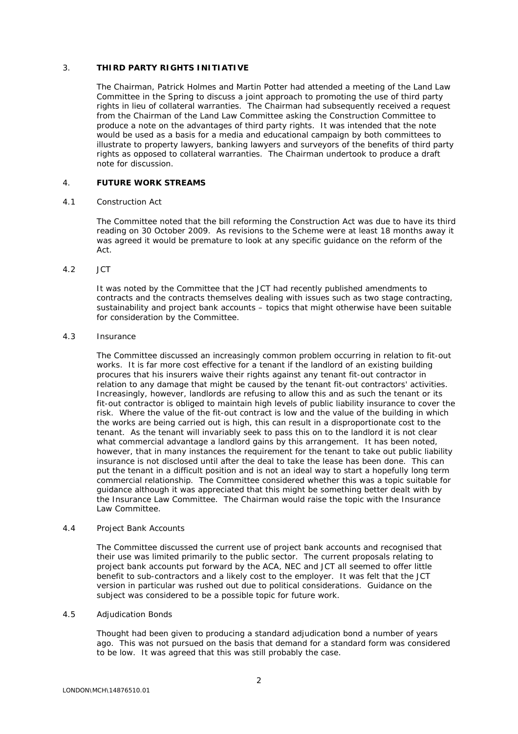## 3. THIRD PARTY RIGHTS INITIATIVE

The Chairman, Patrick Holmes and Martin Potter had attended a meeting of the Land Law Committee in the Spring to discuss a joint approach to promoting the use of third party rights in lieu of collateral warranties. The Chairman had subsequently received a request from the Chairman of the Land Law Committee asking the Construction Committee to produce a note on the advantages of third party rights. It was intended that the note would be used as a basis for a media and educational campaign by both committees to illustrate to property lawyers, banking lawyers and surveyors of the benefits of third party rights as opposed to collateral warranties. The Chairman undertook to produce a draft note for discussion.

## 4. FUTURE WORK STREAMS

### 4.1 Construction Act

The Committee noted that the bill reforming the Construction Act was due to have its third reading on 30 October 2009. As revisions to the Scheme were at least 18 months away it was agreed it would be premature to look at any specific guidance on the reform of the Act.

### 4.2 JCT

It was noted by the Committee that the JCT had recently published amendments to contracts and the contracts themselves dealing with issues such as two stage contracting, sustainability and project bank accounts – topics that might otherwise have been suitable for consideration by the Committee.

### 4.3 Insurance

The Committee discussed an increasingly common problem occurring in relation to fit-out works. It is far more cost effective for a tenant if the landlord of an existing building procures that his insurers waive their rights against any tenant fit-out contractor in relation to any damage that might be caused by the tenant fit-out contractors' activities. Increasingly, however, landlords are refusing to allow this and as such the tenant or its fit-out contractor is obliged to maintain high levels of public liability insurance to cover the risk. Where the value of the fit-out contract is low and the value of the building in which the works are being carried out is high, this can result in a disproportionate cost to the tenant. As the tenant will invariably seek to pass this on to the landlord it is not clear what commercial advantage a landlord gains by this arrangement. It has been noted, however, that in many instances the requirement for the tenant to take out public liability insurance is not disclosed until after the deal to take the lease has been done. This can put the tenant in a difficult position and is not an ideal way to start a hopefully long term commercial relationship. The Committee considered whether this was a topic suitable for guidance although it was appreciated that this might be something better dealt with by the Insurance Law Committee. The Chairman would raise the topic with the Insurance Law Committee.

### 4.4 Project Bank Accounts

The Committee discussed the current use of project bank accounts and recognised that their use was limited primarily to the public sector. The current proposals relating to project bank accounts put forward by the ACA, NEC and JCT all seemed to offer little benefit to sub-contractors and a likely cost to the employer. It was felt that the JCT version in particular was rushed out due to political considerations. Guidance on the subject was considered to be a possible topic for future work.

### 4.5 Adjudication Bonds

Thought had been given to producing a standard adjudication bond a number of years ago. This was not pursued on the basis that demand for a standard form was considered to be low. It was agreed that this was still probably the case.

LONDON\MCH\14876510.01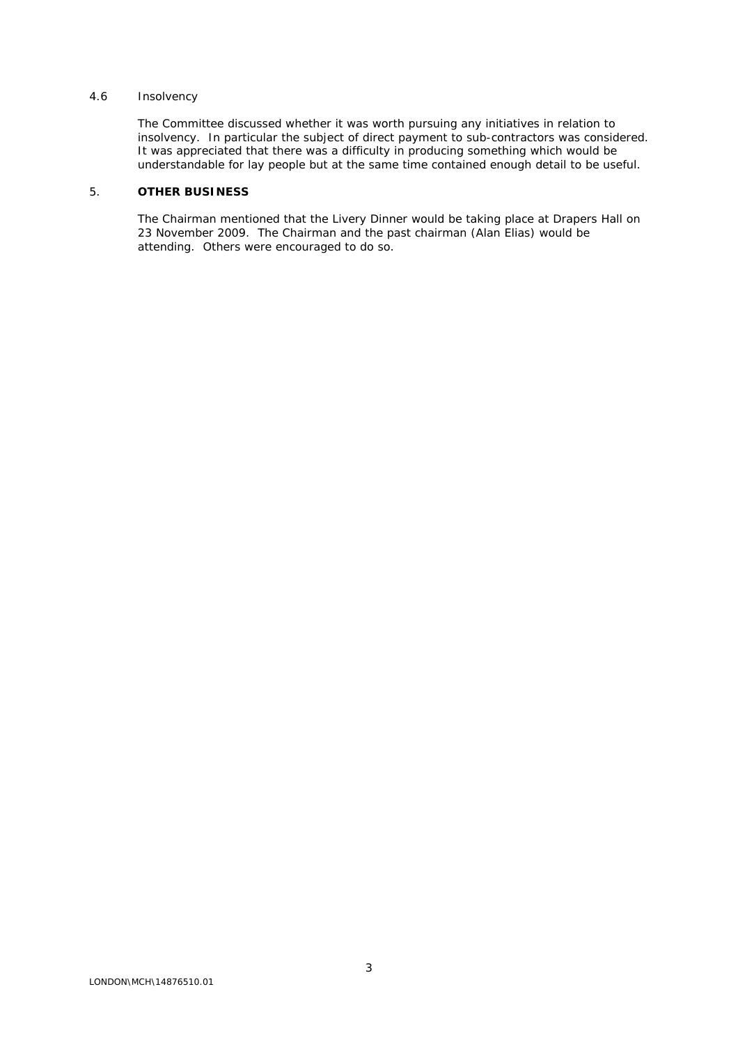4.6 Insolvency

The Committee discussed whether it was worth pursuing any initiatives in relation to insolvency. In particular the subject of direct payment to sub-contractors was considered. It was appreciated that there was a difficulty in producing something which would be understandable for lay people but at the same time contained enough detail to be useful.

## 5. OTHER BUSINESS

The Chairman mentioned that the Livery Dinner would be taking place at Drapers Hall on 23 November 2009. The Chairman and the past chairman (Alan Elias) would be attending. Others were encouraged to do so.

LONDON\MCH\14876510.01